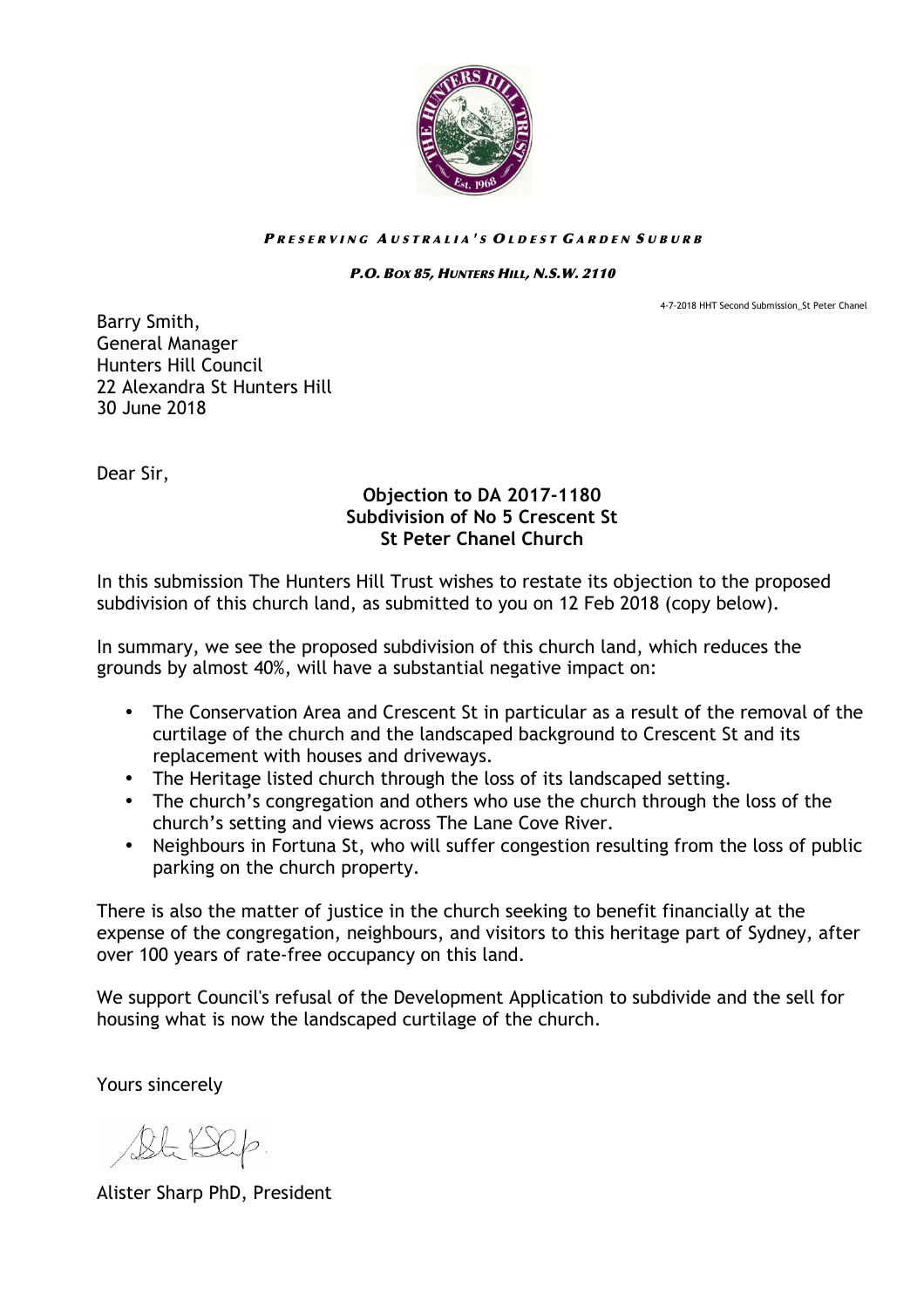*PRESERVING AUSTRALIA'S OLDEST GARDEN SUBURB*

***P.O. BOX 85, HUNTERS HILL, N.S.W. 2110***

4-7-2018 HHT Second Submission_St Peter Chanel

Barry Smith,
General Manager
Hunters Hill Council
22 Alexandra St Hunters Hill
30 June 2018

Dear Sir,

**Objection to DA 2017-1180**
**Subdivision of No 5 Crescent St**
**St Peter Chanel Church**

In this submission The Hunters Hill Trust wishes to restate its objection to the proposed subdivision of this church land, as submitted to you on 12 Feb 2018 (copy below).

In summary, we see the proposed subdivision of this church land, which reduces the grounds by almost 40%, will have a substantial negative impact on:

- The Conservation Area and Crescent St in particular as a result of the removal of the curtilage of the church and the landscaped background to Crescent St and its replacement with houses and driveways.
- The Heritage listed church through the loss of its landscaped setting.
- The church's congregation and others who use the church through the loss of the church's setting and views across The Lane Cove River.
- Neighbours in Fortuna St, who will suffer congestion resulting from the loss of public parking on the church property.

There is also the matter of justice in the church seeking to benefit financially at the expense of the congregation, neighbours, and visitors to this heritage part of Sydney, after over 100 years of rate-free occupancy on this land.

We support Council's refusal of the Development Application to subdivide and the sell for housing what is now the landscaped curtilage of the church.

Yours sincerely

Alister Sharp PhD, President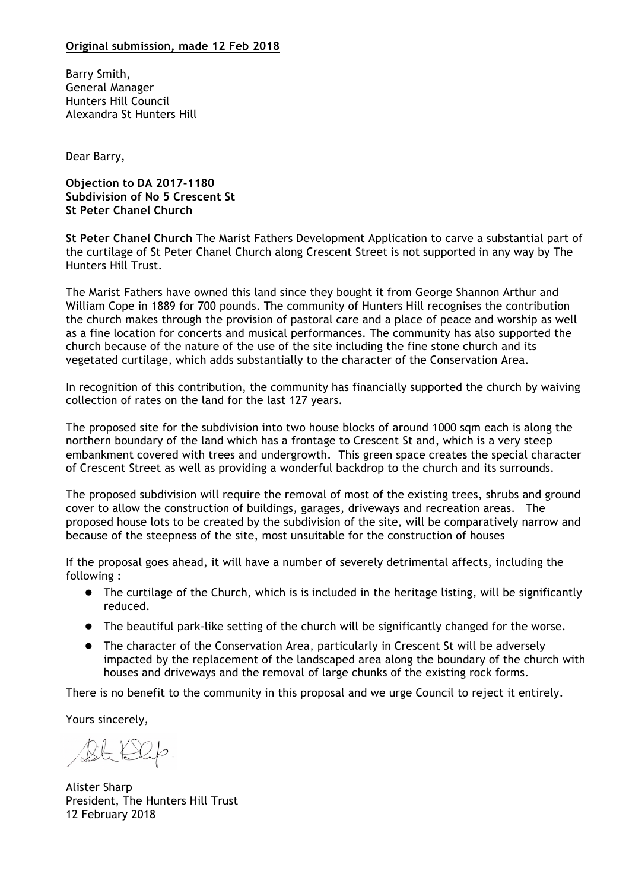**Original submission, made 12 Feb 2018**

Barry Smith,
General Manager
Hunters Hill Council
Alexandra St Hunters Hill

Dear Barry,

**Objection to DA 2017-1180**
**Subdivision of No 5 Crescent St**
**St Peter Chanel Church**

**St Peter Chanel Church** The Marist Fathers Development Application to carve a substantial part of the curtilage of St Peter Chanel Church along Crescent Street is not supported in any way by The Hunters Hill Trust.

The Marist Fathers have owned this land since they bought it from George Shannon Arthur and William Cope in 1889 for 700 pounds. The community of Hunters Hill recognises the contribution the church makes through the provision of pastoral care and a place of peace and worship as well as a fine location for concerts and musical performances. The community has also supported the church because of the nature of the use of the site including the fine stone church and its vegetated curtilage, which adds substantially to the character of the Conservation Area.

In recognition of this contribution, the community has financially supported the church by waiving collection of rates on the land for the last 127 years.

The proposed site for the subdivision into two house blocks of around 1000 sqm each is along the northern boundary of the land which has a frontage to Crescent St and, which is a very steep embankment covered with trees and undergrowth. This green space creates the special character of Crescent Street as well as providing a wonderful backdrop to the church and its surrounds.

The proposed subdivision will require the removal of most of the existing trees, shrubs and ground cover to allow the construction of buildings, garages, driveways and recreation areas. The proposed house lots to be created by the subdivision of the site, will be comparatively narrow and because of the steepness of the site, most unsuitable for the construction of houses

If the proposal goes ahead, it will have a number of severely detrimental affects, including the following :

- The curtilage of the Church, which is is included in the heritage listing, will be significantly reduced.
- The beautiful park-like setting of the church will be significantly changed for the worse.
- The character of the Conservation Area, particularly in Crescent St will be adversely impacted by the replacement of the landscaped area along the boundary of the church with houses and driveways and the removal of large chunks of the existing rock forms.

There is no benefit to the community in this proposal and we urge Council to reject it entirely.

Yours sincerely,

Alister Sharp
President, The Hunters Hill Trust
12 February 2018